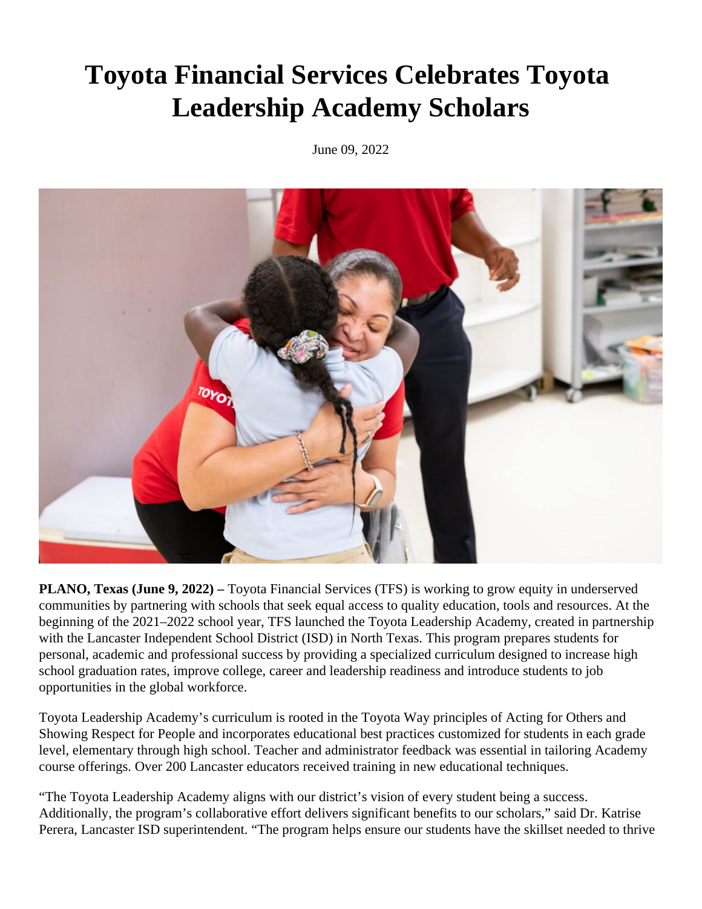# Toyota Financial Services Celebrates Toyota Leadership Academy Scholars

June 09, 2022

**PLANO, Texas (June 9, 2022) –** Toyota Financial Services (TFS) is working to grow equity in underserved communities by partnering with schools that seek equal access to quality education, tools and resources. At the beginning of the 2021–2022 school year, TFS launched the Toyota Leadership Academy, created in partnership with the Lancaster Independent School District (ISD) in North Texas. This program prepares students for personal, academic and professional success by providing a specialized curriculum designed to increase high school graduation rates, improve college, career and leadership readiness and introduce students to job opportunities in the global workforce.

Toyota Leadership Academy's curriculum is rooted in the Toyota Way principles of Acting for Others and Showing Respect for People and incorporates educational best practices customized for students in each grade level, elementary through high school. Teacher and administrator feedback was essential in tailoring Academy course offerings. Over 200 Lancaster educators received training in new educational techniques.

"The Toyota Leadership Academy aligns with our district's vision of every student being a success. Additionally, the program's collaborative effort delivers significant benefits to our scholars," said Dr. Katrise Perera, Lancaster ISD superintendent. "The program helps ensure our students have the skillset needed to thrive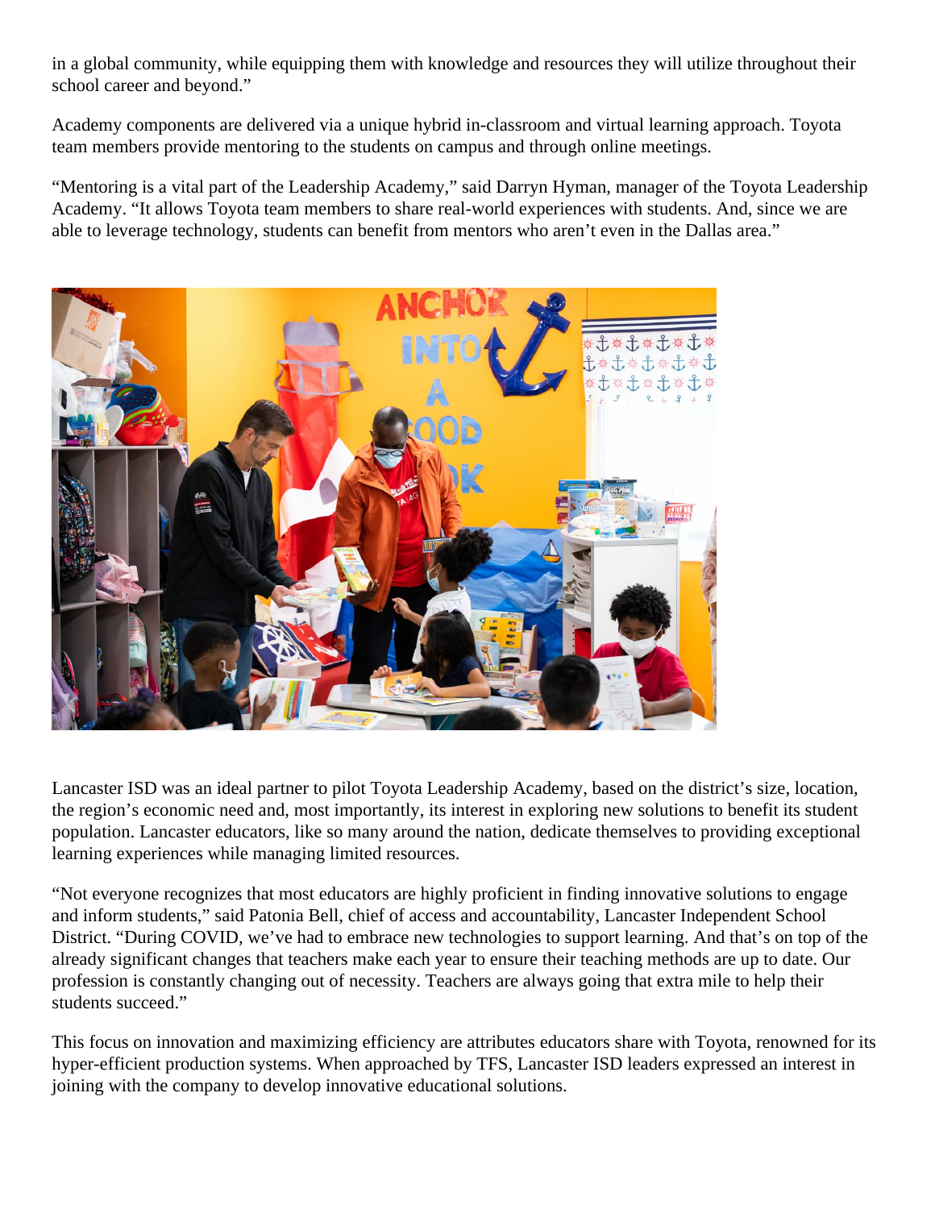in a global community, while equipping them with knowledge and resources they will utilize throughout their school career and beyond."

Academy components are delivered via a unique hybrid in-classroom and virtual learning approach. Toyota team members provide mentoring to the students on campus and through online meetings.

"Mentoring is a vital part of the Leadership Academy," said Darryn Hyman, manager of the Toyota Leadership Academy. "It allows Toyota team members to share real-world experiences with students. And, since we are able to leverage technology, students can benefit from mentors who aren't even in the Dallas area."

Lancaster ISD was an ideal partner to pilot Toyota Leadership Academy, based on the district's size, location, the region's economic need and, most importantly, its interest in exploring new solutions to benefit its student population. Lancaster educators, like so many around the nation, dedicate themselves to providing exceptional learning experiences while managing limited resources.

"Not everyone recognizes that most educators are highly proficient in finding innovative solutions to engage and inform students," said Patonia Bell, chief of access and accountability, Lancaster Independent School District. "During COVID, we've had to embrace new technologies to support learning. And that's on top of the already significant changes that teachers make each year to ensure their teaching methods are up to date. Our profession is constantly changing out of necessity. Teachers are always going that extra mile to help their students succeed."

This focus on innovation and maximizing efficiency are attributes educators share with Toyota, renowned for its hyper-efficient production systems. When approached by TFS, Lancaster ISD leaders expressed an interest in joining with the company to develop innovative educational solutions.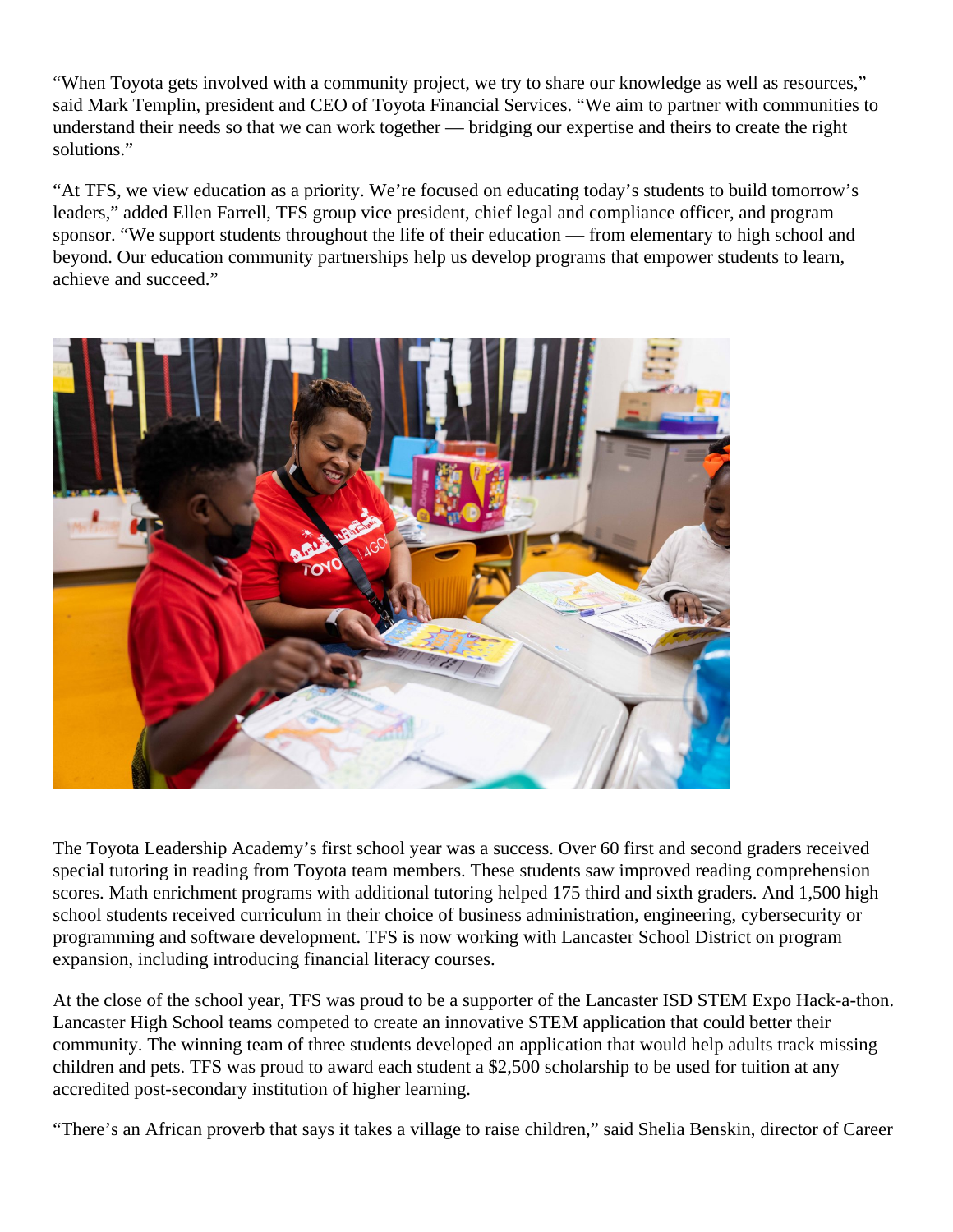"When Toyota gets involved with a community project, we try to share our knowledge as well as resources," said Mark Templin, president and CEO of Toyota Financial Services. "We aim to partner with communities to understand their needs so that we can work together — bridging our expertise and theirs to create the right solutions."

"At TFS, we view education as a priority. We're focused on educating today's students to build tomorrow's leaders," added Ellen Farrell, TFS group vice president, chief legal and compliance officer, and program sponsor. "We support students throughout the life of their education — from elementary to high school and beyond. Our education community partnerships help us develop programs that empower students to learn, achieve and succeed."

The Toyota Leadership Academy's first school year was a success. Over 60 first and second graders received special tutoring in reading from Toyota team members. These students saw improved reading comprehension scores. Math enrichment programs with additional tutoring helped 175 third and sixth graders. And 1,500 high school students received curriculum in their choice of business administration, engineering, cybersecurity or programming and software development. TFS is now working with Lancaster School District on program expansion, including introducing financial literacy courses.

At the close of the school year, TFS was proud to be a supporter of the Lancaster ISD STEM Expo Hack-a-thon. Lancaster High School teams competed to create an innovative STEM application that could better their community. The winning team of three students developed an application that would help adults track missing children and pets. TFS was proud to award each student a $2,500 scholarship to be used for tuition at any accredited post-secondary institution of higher learning.

"There's an African proverb that says it takes a village to raise children," said Shelia Benskin, director of Career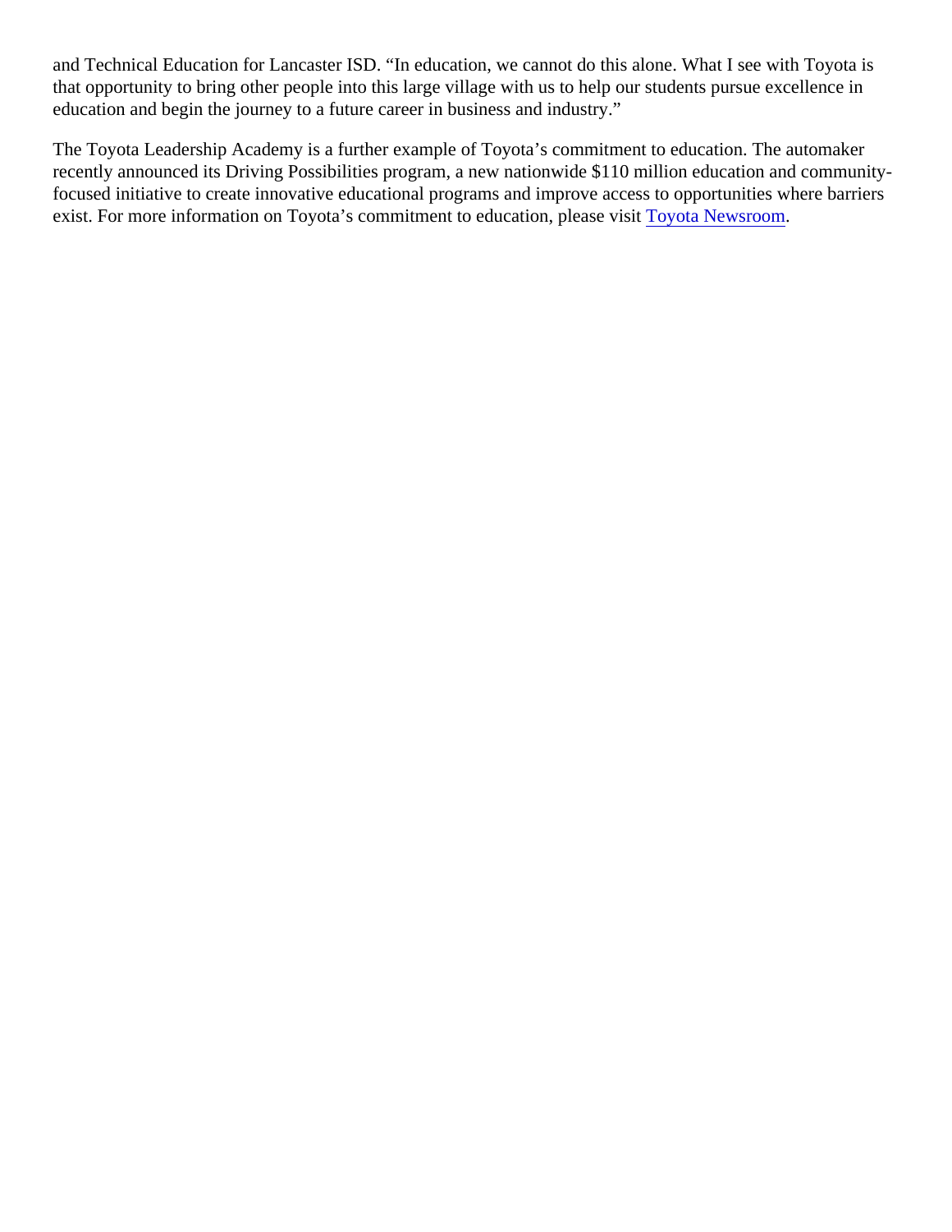and Technical Education for Lancaster ISD. "In education, we cannot do this alone. What I see with Toyota is that opportunity to bring other people into this large village with us to help our students pursue excellence in education and begin the journey to a future career in business and industry."

The Toyota Leadership Academy is a further example of Toyota's commitment to education. The automaker recently announced its Driving Possibilities program, a new nationwide $110 million education and community-focused initiative to create innovative educational programs and improve access to opportunities where barriers exist. For more information on Toyota's commitment to education, please visit Toyota Newsroom.